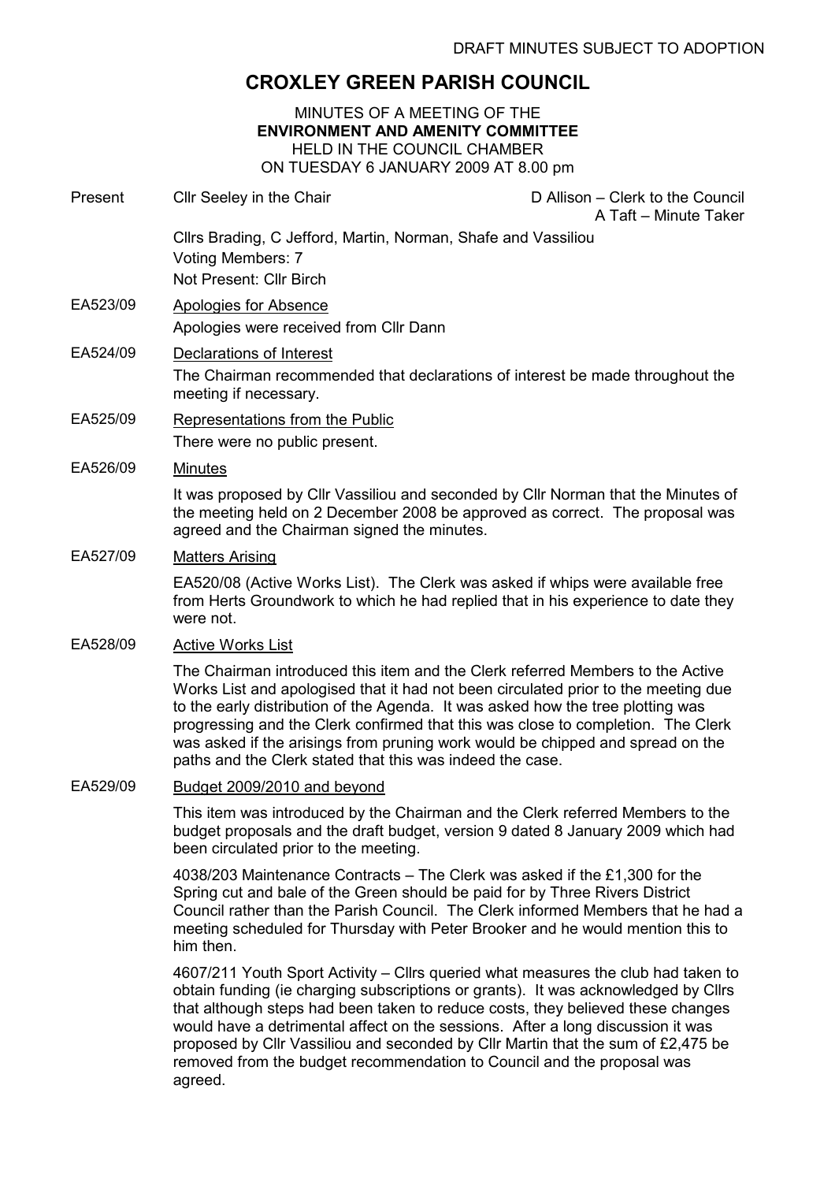DRAFT MINUTES SUBJECT TO ADOPTION

# CROXLEY GREEN PARISH COUNCIL

MINUTES OF A MEETING OF THE
**ENVIRONMENT AND AMENITY COMMITTEE**
HELD IN THE COUNCIL CHAMBER
ON TUESDAY 6 JANUARY 2009 AT 8.00 pm

Present    Cllr Seeley in the Chair    D Allison – Clerk to the Council
A Taft – Minute Taker

Cllrs Brading, C Jefford, Martin, Norman, Shafe and Vassiliou
Voting Members: 7
Not Present: Cllr Birch

EA523/09 Apologies for Absence

Apologies were received from Cllr Dann

EA524/09 Declarations of Interest

The Chairman recommended that declarations of interest be made throughout the meeting if necessary.

EA525/09 Representations from the Public

There were no public present.

EA526/09 Minutes

It was proposed by Cllr Vassiliou and seconded by Cllr Norman that the Minutes of the meeting held on 2 December 2008 be approved as correct. The proposal was agreed and the Chairman signed the minutes.

EA527/09 Matters Arising

EA520/08 (Active Works List). The Clerk was asked if whips were available free from Herts Groundwork to which he had replied that in his experience to date they were not.

EA528/09 Active Works List

The Chairman introduced this item and the Clerk referred Members to the Active Works List and apologised that it had not been circulated prior to the meeting due to the early distribution of the Agenda. It was asked how the tree plotting was progressing and the Clerk confirmed that this was close to completion. The Clerk was asked if the arisings from pruning work would be chipped and spread on the paths and the Clerk stated that this was indeed the case.

EA529/09 Budget 2009/2010 and beyond

This item was introduced by the Chairman and the Clerk referred Members to the budget proposals and the draft budget, version 9 dated 8 January 2009 which had been circulated prior to the meeting.

4038/203 Maintenance Contracts – The Clerk was asked if the £1,300 for the Spring cut and bale of the Green should be paid for by Three Rivers District Council rather than the Parish Council. The Clerk informed Members that he had a meeting scheduled for Thursday with Peter Brooker and he would mention this to him then.

4607/211 Youth Sport Activity – Cllrs queried what measures the club had taken to obtain funding (ie charging subscriptions or grants). It was acknowledged by Cllrs that although steps had been taken to reduce costs, they believed these changes would have a detrimental affect on the sessions. After a long discussion it was proposed by Cllr Vassiliou and seconded by Cllr Martin that the sum of £2,475 be removed from the budget recommendation to Council and the proposal was agreed.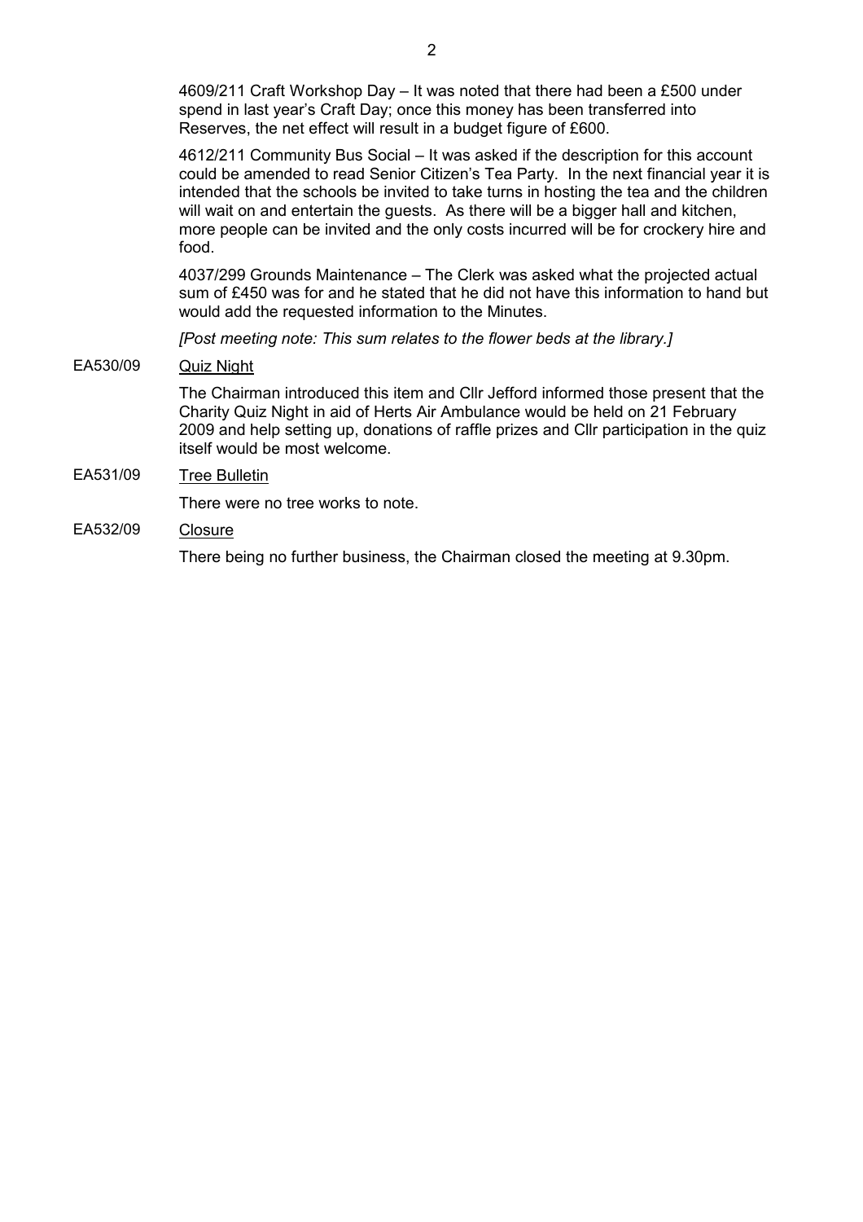4609/211 Craft Workshop Day – It was noted that there had been a £500 under spend in last year's Craft Day; once this money has been transferred into Reserves, the net effect will result in a budget figure of £600.

4612/211 Community Bus Social – It was asked if the description for this account could be amended to read Senior Citizen's Tea Party. In the next financial year it is intended that the schools be invited to take turns in hosting the tea and the children will wait on and entertain the guests. As there will be a bigger hall and kitchen, more people can be invited and the only costs incurred will be for crockery hire and food.

4037/299 Grounds Maintenance – The Clerk was asked what the projected actual sum of £450 was for and he stated that he did not have this information to hand but would add the requested information to the Minutes.

*[Post meeting note: This sum relates to the flower beds at the library.]*

EA530/09 Quiz Night

The Chairman introduced this item and Cllr Jefford informed those present that the Charity Quiz Night in aid of Herts Air Ambulance would be held on 21 February 2009 and help setting up, donations of raffle prizes and Cllr participation in the quiz itself would be most welcome.

EA531/09 Tree Bulletin

There were no tree works to note.

EA532/09 Closure

There being no further business, the Chairman closed the meeting at 9.30pm.